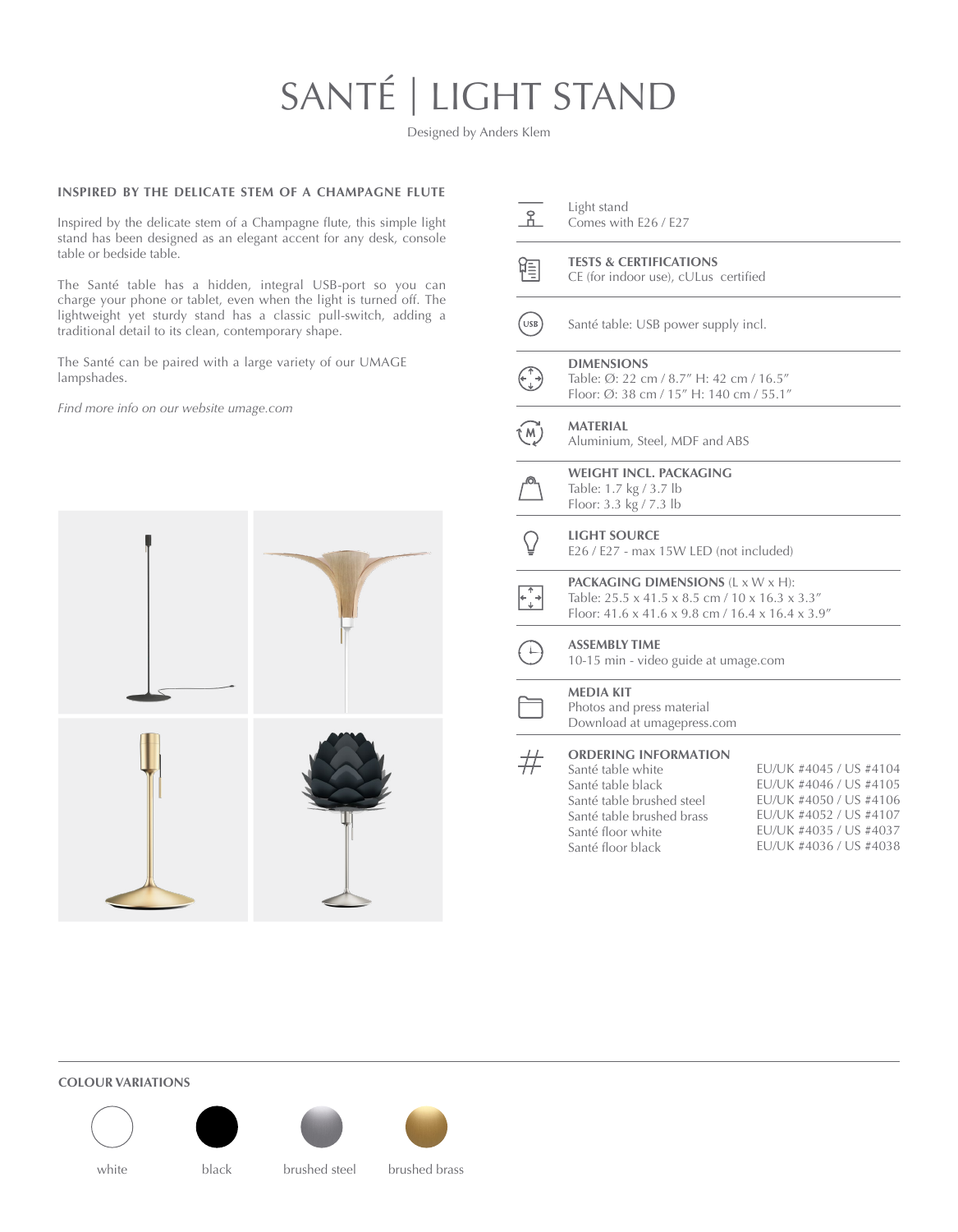# SANTÉ | LIGHT STAND

Designed by Anders Klem

### INSPIRED BY THE DELICATE STEM OF A CHAMPAGNE FLUTE

Inspired by the delicate stem of a Champagne flute, this simple light stand has beeen designed as an elegant accent for any desk, console table or bedside table.

The Santé table has a hidden, integral USB-port so you can charge your phone or tablet, even when the light is turned off. The lightweight yet sturdy stand has a classic pull-switch, adding a traditional detail to its clean, contemporary shape.

The Santé can be paired with a large variety of our UMAGE lampshades.

*Find more info on our website umage.com*

Light stand
Comes with E26 / E27

**TESTS & CERTIFICATIONS**
CE (for indoor use), cULus certified

Santé table: USB power supply incl.

**DIMENSIONS**
Table: Ø: 22 cm / 8.7″ H: 42 cm / 16.5″
Floor: Ø: 38 cm / 15″ H: 140 cm / 55.1″

**MATERIAL**
Aluminium, Steel, MDF and ABS

**WEIGHT INCL. PACKAGING**
Table: 1.7 kg / 3.7 lb
Floor: 3.3 kg / 7.3 lb

**LIGHT SOURCE**
E26 / E27 - max 15W LED (not included)

**PACKAGING DIMENSIONS** (L x W x H):
Table: 25.5 x 41.5 x 8.5 cm / 10 x 16.3 x 3.3″
Floor: 41.6 x 41.6 x 9.8 cm / 16.4 x 16.4 x 3.9″

**ASSEMBLY TIME**
10-15 min - video guide at umage.com

**MEDIA KIT**
Photos and press material
Download at umagepress.com

**ORDERING INFORMATION**

| | |
|---|---|
| Santé table white | EU/UK #4045 / US #4104 |
| Santé table black | EU/UK #4046 / US #4105 |
| Santé table brushed steel | EU/UK #4050 / US #4106 |
| Santé table brushed brass | EU/UK #4052 / US #4107 |
| Santé floor white | EU/UK #4035 / US #4037 |
| Santé floor black | EU/UK #4036 / US #4038 |

**COLOUR VARIATIONS**

white — black — brushed steel — brushed brass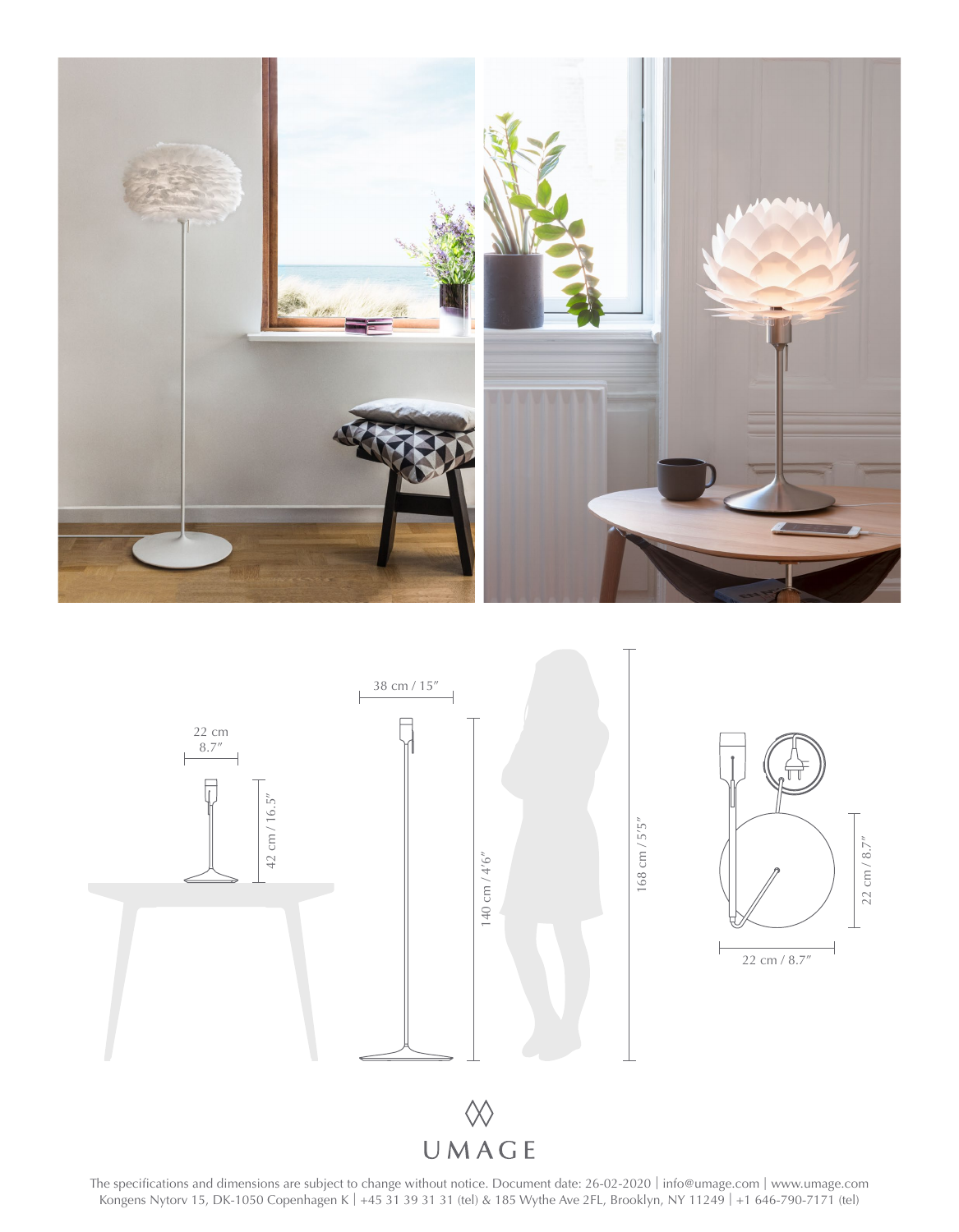22 cm
8.7″

42 cm / 16.5″

38 cm / 15″

140 cm / 4′6″

168 cm / 5′5″

22 cm / 8.7″

22 cm / 8.7″

UMAGE

The specifications and dimensions are subject to change without notice. Document date: 26-02-2020 | info@umage.com | www.umage.com
Kongens Nytorv 15, DK-1050 Copenhagen K | +45 31 39 31 31 (tel) & 185 Wythe Ave 2FL, Brooklyn, NY 11249 | +1 646-790-7171 (tel)